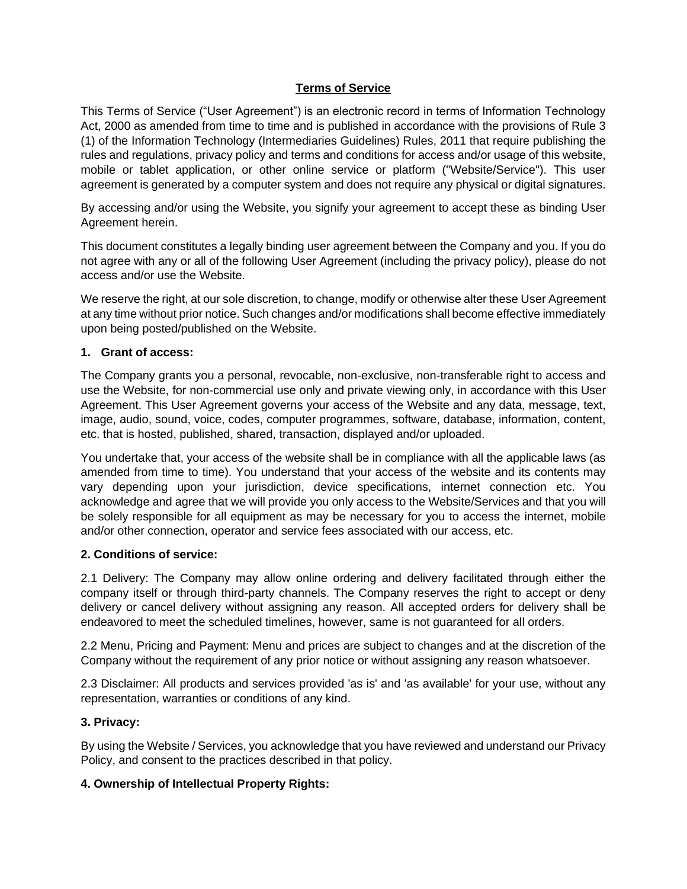# Terms of Service

This Terms of Service ("User Agreement") is an electronic record in terms of Information Technology Act, 2000 as amended from time to time and is published in accordance with the provisions of Rule 3 (1) of the Information Technology (Intermediaries Guidelines) Rules, 2011 that require publishing the rules and regulations, privacy policy and terms and conditions for access and/or usage of this website, mobile or tablet application, or other online service or platform ("Website/Service"). This user agreement is generated by a computer system and does not require any physical or digital signatures.

By accessing and/or using the Website, you signify your agreement to accept these as binding User Agreement herein.

This document constitutes a legally binding user agreement between the Company and you. If you do not agree with any or all of the following User Agreement (including the privacy policy), please do not access and/or use the Website.

We reserve the right, at our sole discretion, to change, modify or otherwise alter these User Agreement at any time without prior notice. Such changes and/or modifications shall become effective immediately upon being posted/published on the Website.

## 1. Grant of access:

The Company grants you a personal, revocable, non-exclusive, non-transferable right to access and use the Website, for non-commercial use only and private viewing only, in accordance with this User Agreement. This User Agreement governs your access of the Website and any data, message, text, image, audio, sound, voice, codes, computer programmes, software, database, information, content, etc. that is hosted, published, shared, transaction, displayed and/or uploaded.

You undertake that, your access of the website shall be in compliance with all the applicable laws (as amended from time to time). You understand that your access of the website and its contents may vary depending upon your jurisdiction, device specifications, internet connection etc. You acknowledge and agree that we will provide you only access to the Website/Services and that you will be solely responsible for all equipment as may be necessary for you to access the internet, mobile and/or other connection, operator and service fees associated with our access, etc.

## 2. Conditions of service:

2.1 Delivery: The Company may allow online ordering and delivery facilitated through either the company itself or through third-party channels. The Company reserves the right to accept or deny delivery or cancel delivery without assigning any reason. All accepted orders for delivery shall be endeavored to meet the scheduled timelines, however, same is not guaranteed for all orders.

2.2 Menu, Pricing and Payment: Menu and prices are subject to changes and at the discretion of the Company without the requirement of any prior notice or without assigning any reason whatsoever.

2.3 Disclaimer: All products and services provided 'as is' and 'as available' for your use, without any representation, warranties or conditions of any kind.

## 3. Privacy:

By using the Website / Services, you acknowledge that you have reviewed and understand our Privacy Policy, and consent to the practices described in that policy.

## 4. Ownership of Intellectual Property Rights: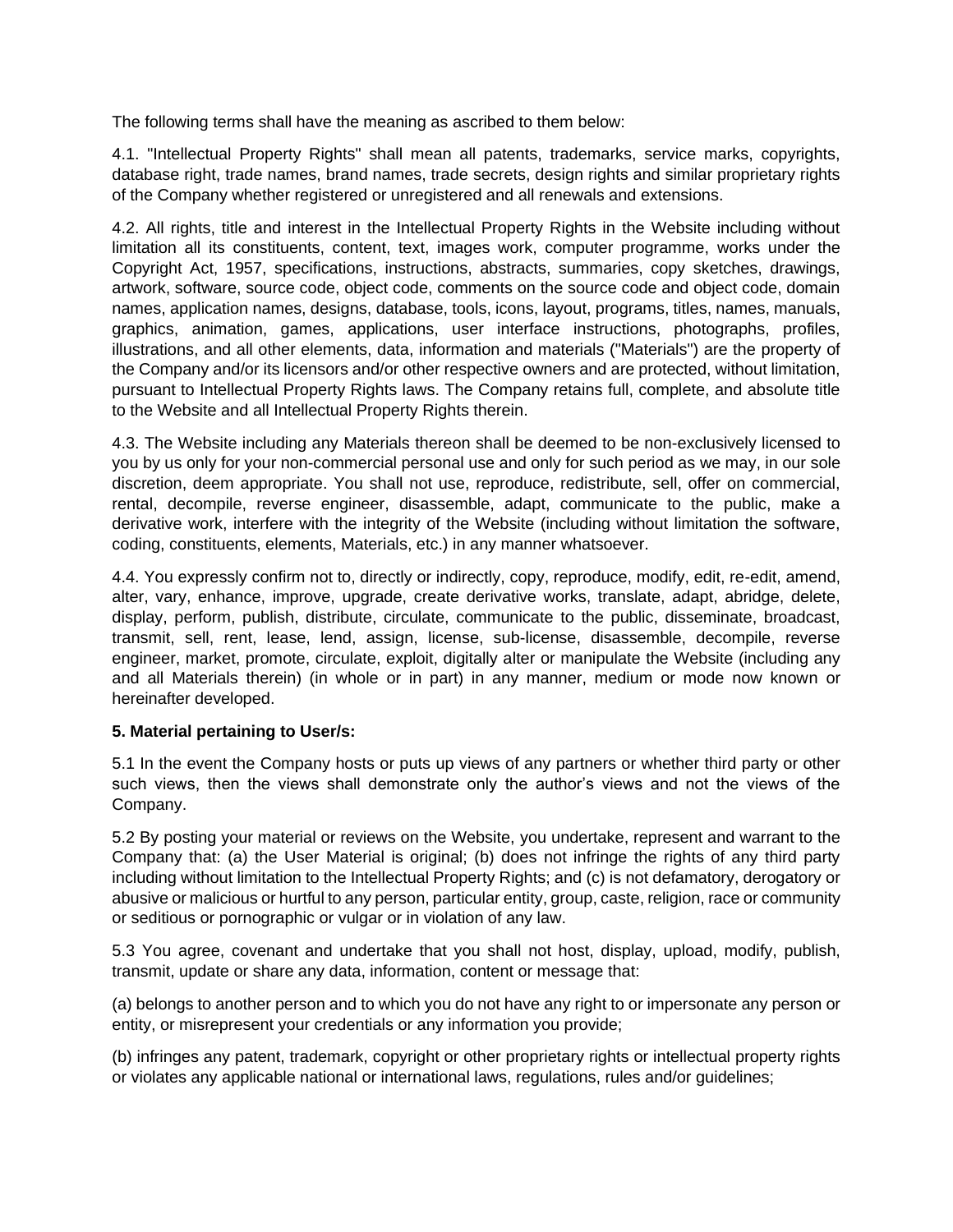The following terms shall have the meaning as ascribed to them below:

4.1. "Intellectual Property Rights" shall mean all patents, trademarks, service marks, copyrights, database right, trade names, brand names, trade secrets, design rights and similar proprietary rights of the Company whether registered or unregistered and all renewals and extensions.

4.2. All rights, title and interest in the Intellectual Property Rights in the Website including without limitation all its constituents, content, text, images work, computer programme, works under the Copyright Act, 1957, specifications, instructions, abstracts, summaries, copy sketches, drawings, artwork, software, source code, object code, comments on the source code and object code, domain names, application names, designs, database, tools, icons, layout, programs, titles, names, manuals, graphics, animation, games, applications, user interface instructions, photographs, profiles, illustrations, and all other elements, data, information and materials ("Materials") are the property of the Company and/or its licensors and/or other respective owners and are protected, without limitation, pursuant to Intellectual Property Rights laws. The Company retains full, complete, and absolute title to the Website and all Intellectual Property Rights therein.

4.3. The Website including any Materials thereon shall be deemed to be non-exclusively licensed to you by us only for your non-commercial personal use and only for such period as we may, in our sole discretion, deem appropriate. You shall not use, reproduce, redistribute, sell, offer on commercial, rental, decompile, reverse engineer, disassemble, adapt, communicate to the public, make a derivative work, interfere with the integrity of the Website (including without limitation the software, coding, constituents, elements, Materials, etc.) in any manner whatsoever.

4.4. You expressly confirm not to, directly or indirectly, copy, reproduce, modify, edit, re-edit, amend, alter, vary, enhance, improve, upgrade, create derivative works, translate, adapt, abridge, delete, display, perform, publish, distribute, circulate, communicate to the public, disseminate, broadcast, transmit, sell, rent, lease, lend, assign, license, sub-license, disassemble, decompile, reverse engineer, market, promote, circulate, exploit, digitally alter or manipulate the Website (including any and all Materials therein) (in whole or in part) in any manner, medium or mode now known or hereinafter developed.

**5. Material pertaining to User/s:**

5.1 In the event the Company hosts or puts up views of any partners or whether third party or other such views, then the views shall demonstrate only the author's views and not the views of the Company.

5.2 By posting your material or reviews on the Website, you undertake, represent and warrant to the Company that: (a) the User Material is original; (b) does not infringe the rights of any third party including without limitation to the Intellectual Property Rights; and (c) is not defamatory, derogatory or abusive or malicious or hurtful to any person, particular entity, group, caste, religion, race or community or seditious or pornographic or vulgar or in violation of any law.

5.3 You agree, covenant and undertake that you shall not host, display, upload, modify, publish, transmit, update or share any data, information, content or message that:

(a) belongs to another person and to which you do not have any right to or impersonate any person or entity, or misrepresent your credentials or any information you provide;

(b) infringes any patent, trademark, copyright or other proprietary rights or intellectual property rights or violates any applicable national or international laws, regulations, rules and/or guidelines;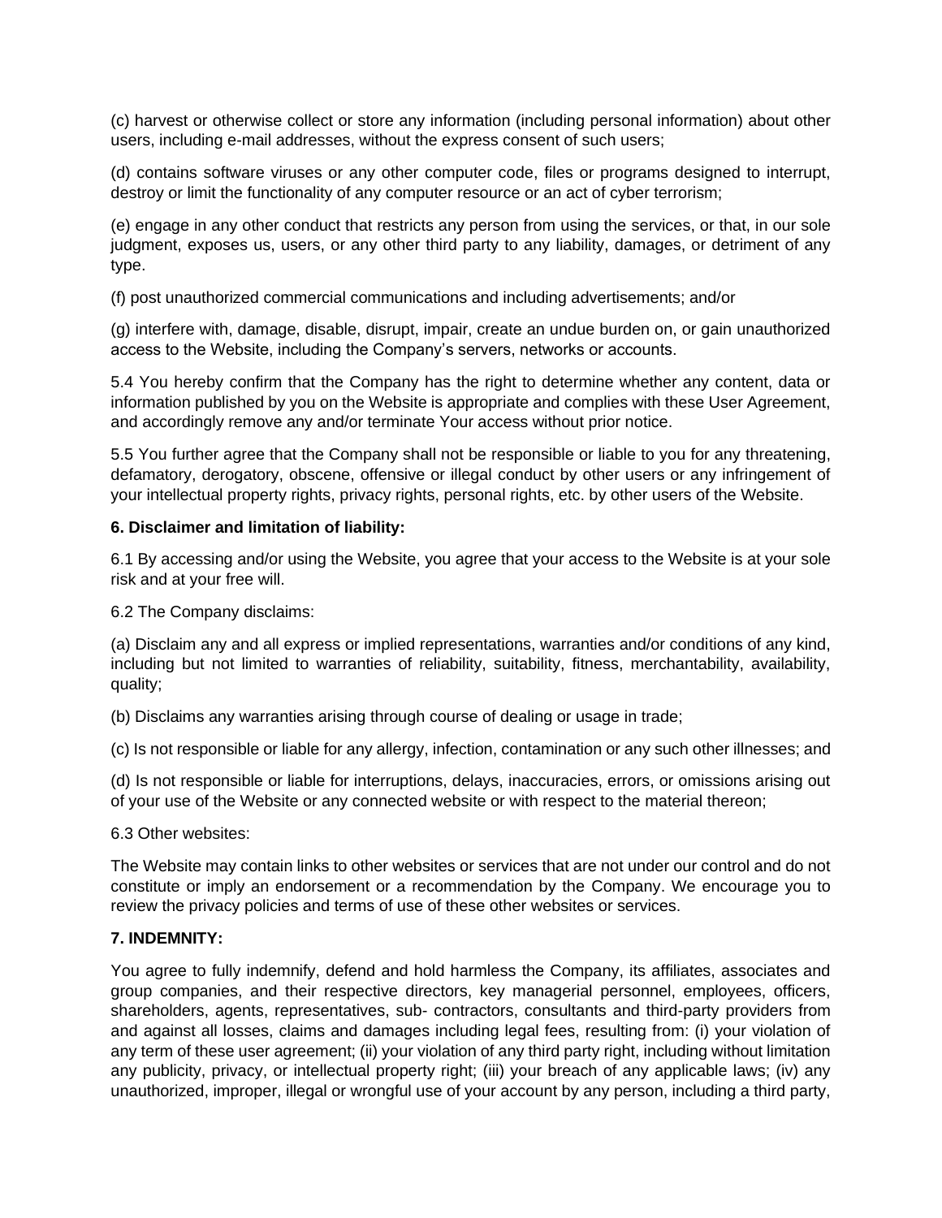(c) harvest or otherwise collect or store any information (including personal information) about other users, including e-mail addresses, without the express consent of such users;

(d) contains software viruses or any other computer code, files or programs designed to interrupt, destroy or limit the functionality of any computer resource or an act of cyber terrorism;

(e) engage in any other conduct that restricts any person from using the services, or that, in our sole judgment, exposes us, users, or any other third party to any liability, damages, or detriment of any type.

(f) post unauthorized commercial communications and including advertisements; and/or

(g) interfere with, damage, disable, disrupt, impair, create an undue burden on, or gain unauthorized access to the Website, including the Company's servers, networks or accounts.

5.4 You hereby confirm that the Company has the right to determine whether any content, data or information published by you on the Website is appropriate and complies with these User Agreement, and accordingly remove any and/or terminate Your access without prior notice.

5.5 You further agree that the Company shall not be responsible or liable to you for any threatening, defamatory, derogatory, obscene, offensive or illegal conduct by other users or any infringement of your intellectual property rights, privacy rights, personal rights, etc. by other users of the Website.

**6. Disclaimer and limitation of liability:**

6.1 By accessing and/or using the Website, you agree that your access to the Website is at your sole risk and at your free will.

6.2 The Company disclaims:

(a) Disclaim any and all express or implied representations, warranties and/or conditions of any kind, including but not limited to warranties of reliability, suitability, fitness, merchantability, availability, quality;

(b) Disclaims any warranties arising through course of dealing or usage in trade;

(c) Is not responsible or liable for any allergy, infection, contamination or any such other illnesses; and

(d) Is not responsible or liable for interruptions, delays, inaccuracies, errors, or omissions arising out of your use of the Website or any connected website or with respect to the material thereon;

6.3 Other websites:

The Website may contain links to other websites or services that are not under our control and do not constitute or imply an endorsement or a recommendation by the Company. We encourage you to review the privacy policies and terms of use of these other websites or services.

**7. INDEMNITY:**

You agree to fully indemnify, defend and hold harmless the Company, its affiliates, associates and group companies, and their respective directors, key managerial personnel, employees, officers, shareholders, agents, representatives, sub- contractors, consultants and third-party providers from and against all losses, claims and damages including legal fees, resulting from: (i) your violation of any term of these user agreement; (ii) your violation of any third party right, including without limitation any publicity, privacy, or intellectual property right; (iii) your breach of any applicable laws; (iv) any unauthorized, improper, illegal or wrongful use of your account by any person, including a third party,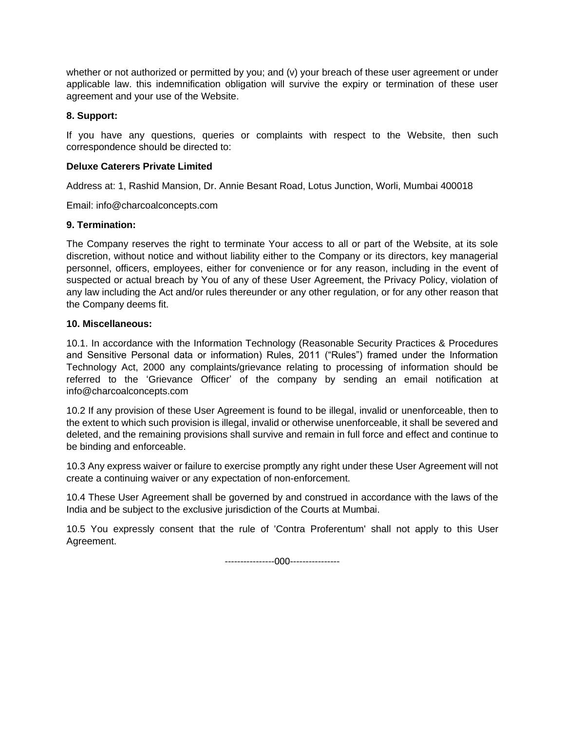whether or not authorized or permitted by you; and (v) your breach of these user agreement or under applicable law. this indemnification obligation will survive the expiry or termination of these user agreement and your use of the Website.

**8. Support:**

If you have any questions, queries or complaints with respect to the Website, then such correspondence should be directed to:

**Deluxe Caterers Private Limited**

Address at: 1, Rashid Mansion, Dr. Annie Besant Road, Lotus Junction, Worli, Mumbai 400018

Email: info@charcoalconcepts.com

**9. Termination:**

The Company reserves the right to terminate Your access to all or part of the Website, at its sole discretion, without notice and without liability either to the Company or its directors, key managerial personnel, officers, employees, either for convenience or for any reason, including in the event of suspected or actual breach by You of any of these User Agreement, the Privacy Policy, violation of any law including the Act and/or rules thereunder or any other regulation, or for any other reason that the Company deems fit.

**10. Miscellaneous:**

10.1. In accordance with the Information Technology (Reasonable Security Practices & Procedures and Sensitive Personal data or information) Rules, 2011 ("Rules") framed under the Information Technology Act, 2000 any complaints/grievance relating to processing of information should be referred to the 'Grievance Officer' of the company by sending an email notification at info@charcoalconcepts.com

10.2 If any provision of these User Agreement is found to be illegal, invalid or unenforceable, then to the extent to which such provision is illegal, invalid or otherwise unenforceable, it shall be severed and deleted, and the remaining provisions shall survive and remain in full force and effect and continue to be binding and enforceable.

10.3 Any express waiver or failure to exercise promptly any right under these User Agreement will not create a continuing waiver or any expectation of non-enforcement.

10.4 These User Agreement shall be governed by and construed in accordance with the laws of the India and be subject to the exclusive jurisdiction of the Courts at Mumbai.

10.5 You expressly consent that the rule of 'Contra Proferentum' shall not apply to this User Agreement.

----------------000----------------